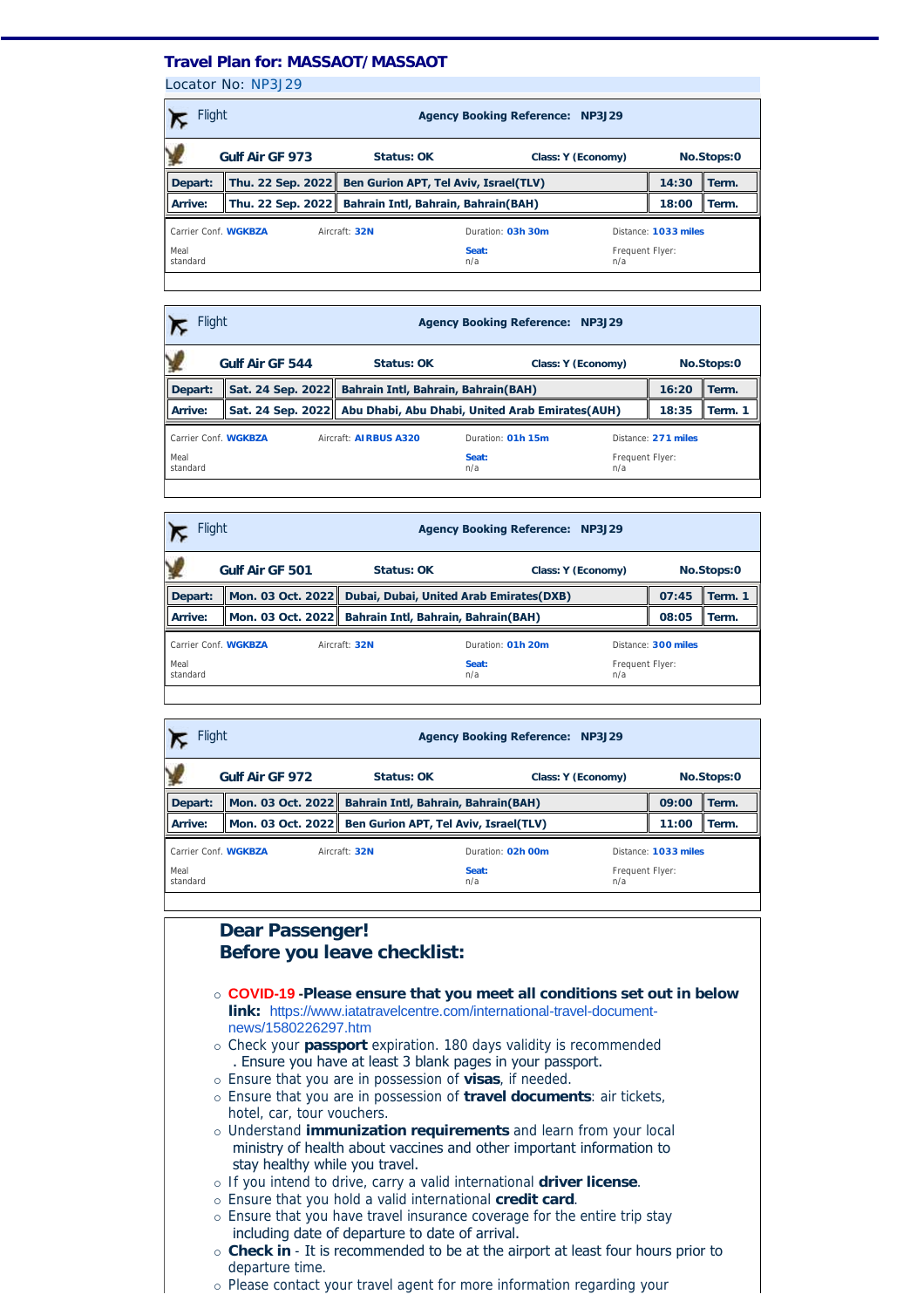## Travel Plan for: MASSAOT/MASSAOT

Locator No: NP3J29

**Flight** — **Agency Booking Reference: NP3J29**

| **Gulf Air GF 973** | **Status: OK** | **Class: Y (Economy)** | **No.Stops:0** | |
|---|---|---|---|---|
| **Depart:** | **Thu. 22 Sep. 2022** | **Ben Gurion APT, Tel Aviv, Israel(TLV)** | **14:30** | **Term.** |
| **Arrive:** | **Thu. 22 Sep. 2022** | **Bahrain Intl, Bahrain, Bahrain(BAH)** | **18:00** | **Term.** |

| Carrier Conf. **WGKBZA** | Aircraft: **32N** | Duration: **03h 30m** | Distance: **1033 miles** |
|---|---|---|---|
| Meal<br>standard | | **Seat:**<br>n/a | Frequent Flyer:<br>n/a |

**Flight** — **Agency Booking Reference: NP3J29**

| **Gulf Air GF 544** | **Status: OK** | **Class: Y (Economy)** | **No.Stops:0** | |
|---|---|---|---|---|
| **Depart:** | **Sat. 24 Sep. 2022** | **Bahrain Intl, Bahrain, Bahrain(BAH)** | **16:20** | **Term.** |
| **Arrive:** | **Sat. 24 Sep. 2022** | **Abu Dhabi, Abu Dhabi, United Arab Emirates(AUH)** | **18:35** | **Term. 1** |

| Carrier Conf. **WGKBZA** | Aircraft: **AIRBUS A320** | Duration: **01h 15m** | Distance: **271 miles** |
|---|---|---|---|
| Meal<br>standard | | **Seat:**<br>n/a | Frequent Flyer:<br>n/a |

**Flight** — **Agency Booking Reference: NP3J29**

| **Gulf Air GF 501** | **Status: OK** | **Class: Y (Economy)** | **No.Stops:0** | |
|---|---|---|---|---|
| **Depart:** | **Mon. 03 Oct. 2022** | **Dubai, Dubai, United Arab Emirates(DXB)** | **07:45** | **Term. 1** |
| **Arrive:** | **Mon. 03 Oct. 2022** | **Bahrain Intl, Bahrain, Bahrain(BAH)** | **08:05** | **Term.** |

| Carrier Conf. **WGKBZA** | Aircraft: **32N** | Duration: **01h 20m** | Distance: **300 miles** |
|---|---|---|---|
| Meal<br>standard | | **Seat:**<br>n/a | Frequent Flyer:<br>n/a |

**Flight** — **Agency Booking Reference: NP3J29**

| **Gulf Air GF 972** | **Status: OK** | **Class: Y (Economy)** | **No.Stops:0** | |
|---|---|---|---|---|
| **Depart:** | **Mon. 03 Oct. 2022** | **Bahrain Intl, Bahrain, Bahrain(BAH)** | **09:00** | **Term.** |
| **Arrive:** | **Mon. 03 Oct. 2022** | **Ben Gurion APT, Tel Aviv, Israel(TLV)** | **11:00** | **Term.** |

| Carrier Conf. **WGKBZA** | Aircraft: **32N** | Duration: **02h 00m** | Distance: **1033 miles** |
|---|---|---|---|
| Meal<br>standard | | **Seat:**<br>n/a | Frequent Flyer:<br>n/a |

### Dear Passenger!
### Before you leave checklist:

- **COVID-19 -Please ensure that you meet all conditions set out in below link:** https://www.iatatravelcentre.com/international-travel-document-news/1580226297.htm
- Check your **passport** expiration. 180 days validity is recommended . Ensure you have at least 3 blank pages in your passport.
- Ensure that you are in possession of **visas**, if needed.
- Ensure that you are in possession of **travel documents**: air tickets, hotel, car, tour vouchers.
- Understand **immunization requirements** and learn from your local ministry of health about vaccines and other important information to stay healthy while you travel.
- If you intend to drive, carry a valid international **driver license**.
- Ensure that you hold a valid international **credit card**.
- Ensure that you have travel insurance coverage for the entire trip stay including date of departure to date of arrival.
- **Check in** - It is recommended to be at the airport at least four hours prior to departure time.
- Please contact your travel agent for more information regarding your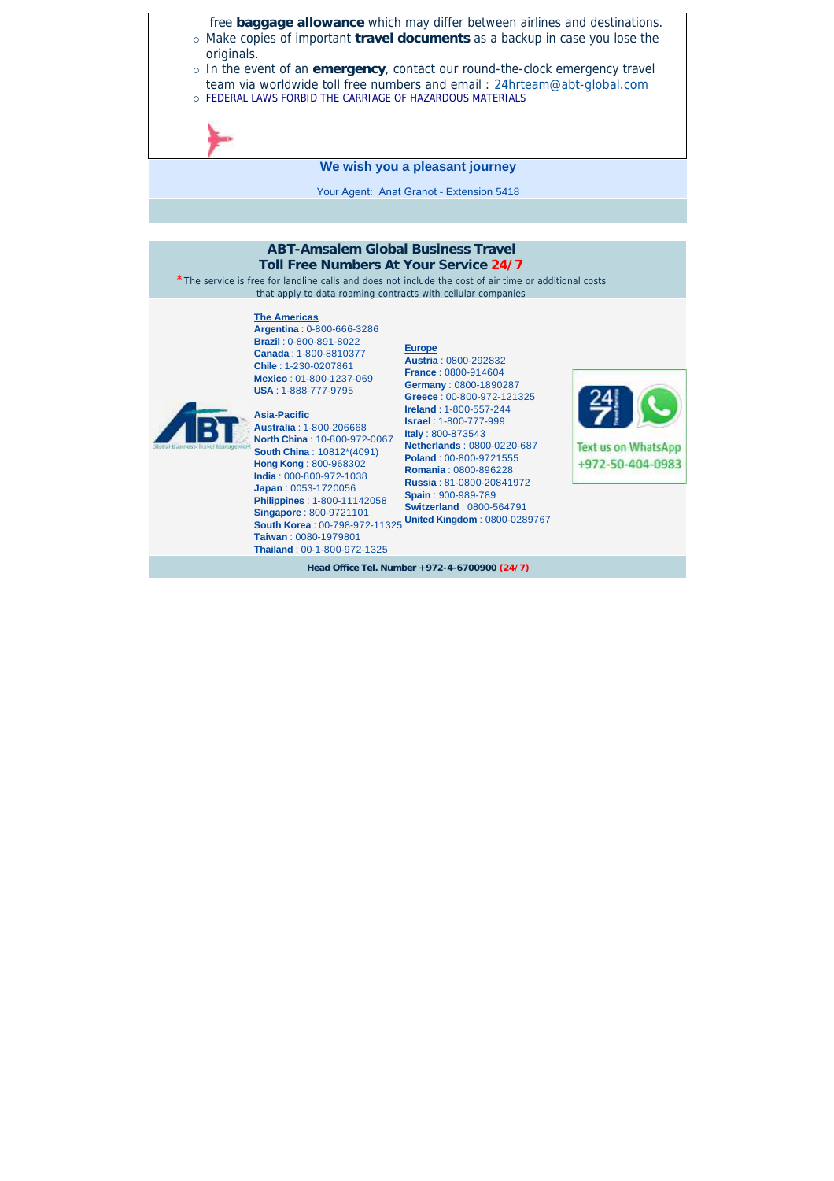free **baggage allowance** which may differ between airlines and destinations.

- Make copies of important **travel documents** as a backup in case you lose the originals.
- In the event of an **emergency**, contact our round-the-clock emergency travel team via worldwide toll free numbers and email : 24hrteam@abt-global.com
- FEDERAL LAWS FORBID THE CARRIAGE OF HAZARDOUS MATERIALS

**We wish you a pleasant journey**

Your Agent: Anat Granot - Extension 5418

## ABT-Amsalem Global Business Travel
## Toll Free Numbers At Your Service 24/7

*The service is free for landline calls and does not include the cost of air time or additional costs that apply to data roaming contracts with cellular companies

**The Americas**

**Argentina** : 0-800-666-3286
**Brazil** : 0-800-891-8022
**Canada** : 1-800-8810377
**Chile** : 1-230-0207861
**Mexico** : 01-800-1237-069
**USA** : 1-888-777-9795

**Asia-Pacific**

**Australia** : 1-800-206668
**North China** : 10-800-972-0067
**South China** : 10812*(4091)
**Hong Kong** : 800-968302
**India** : 000-800-972-1038
**Japan** : 0053-1720056
**Philippines** : 1-800-11142058
**Singapore** : 800-9721101
**South Korea** : 00-798-972-11325
**Taiwan** : 0080-1979801
**Thailand** : 00-1-800-972-1325

**Europe**

**Austria** : 0800-292832
**France** : 0800-914604
**Germany** : 0800-1890287
**Greece** : 00-800-972-121325
**Ireland** : 1-800-557-244
**Israel** : 1-800-777-999
**Italy** : 800-873543
**Netherlands** : 0800-0220-687
**Poland** : 00-800-9721555
**Romania** : 0800-896228
**Russia** : 81-0800-20841972
**Spain** : 900-989-789
**Switzerland** : 0800-564791
**United Kingdom** : 0800-0289767

Text us on WhatsApp +972-50-404-0983

**Head Office Tel. Number +972-4-6700900 (24/7)**